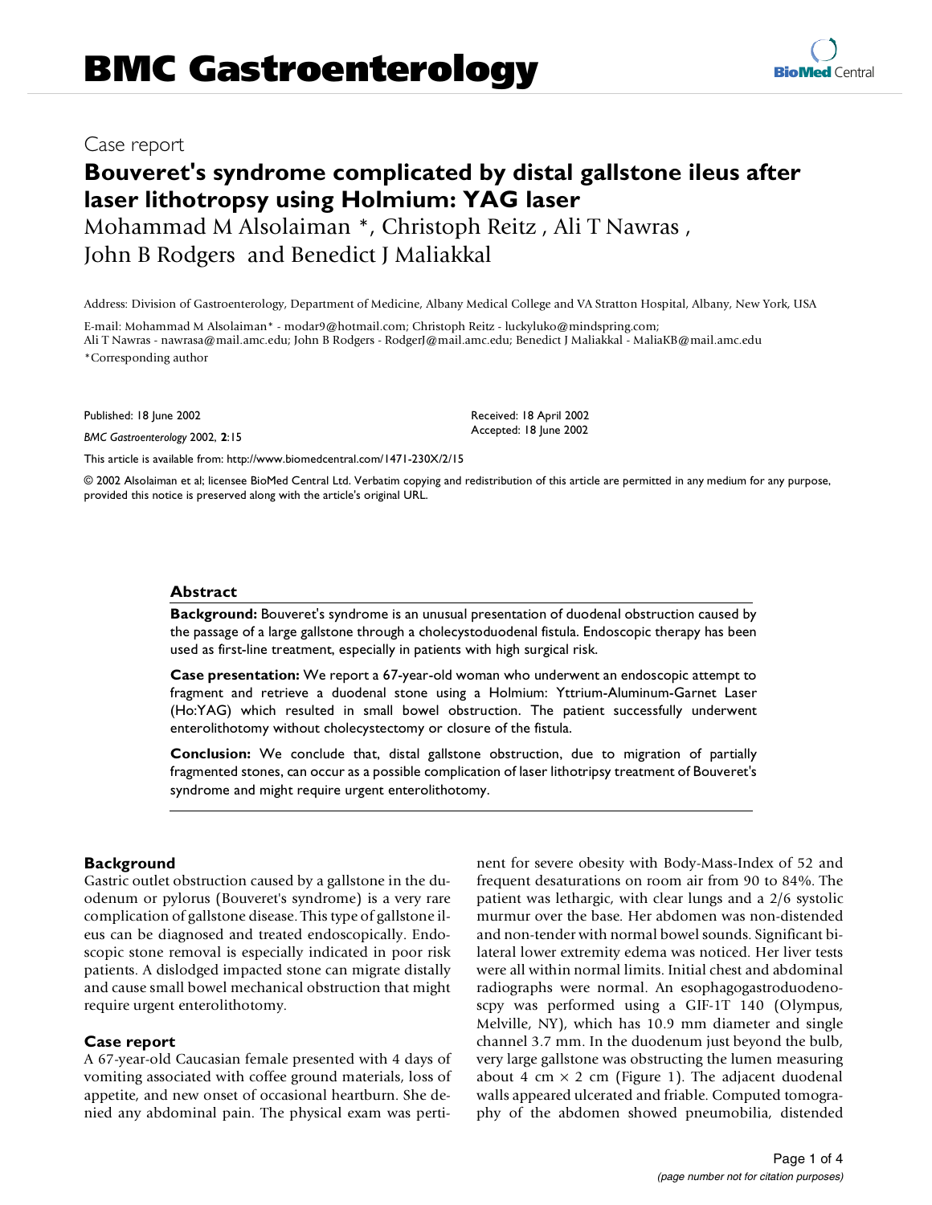# BMC Gastroenterology

Case report

## Bouveret's syndrome complicated by distal gallstone ileus after laser lithotropsy using Holmium: YAG laser

Mohammad M Alsolaiman *, Christoph Reitz , Ali T Nawras , John B Rodgers and Benedict J Maliakkal

Address: Division of Gastroenterology, Department of Medicine, Albany Medical College and VA Stratton Hospital, Albany, New York, USA

E-mail: Mohammad M Alsolaiman* - modar9@hotmail.com; Christoph Reitz - luckyluko@mindspring.com; Ali T Nawras - nawrasa@mail.amc.edu; John B Rodgers - RodgerJ@mail.amc.edu; Benedict J Maliakkal - MaliaKB@mail.amc.edu

*Corresponding author

Published: 18 June 2002

*BMC Gastroenterology* 2002, **2**:15

Received: 18 April 2002
Accepted: 18 June 2002

This article is available from: http://www.biomedcentral.com/1471-230X/2/15

© 2002 Alsolaiman et al; licensee BioMed Central Ltd. Verbatim copying and redistribution of this article are permitted in any medium for any purpose, provided this notice is preserved along with the article's original URL.

### Abstract

**Background:** Bouveret's syndrome is an unusual presentation of duodenal obstruction caused by the passage of a large gallstone through a cholecystoduodenal fistula. Endoscopic therapy has been used as first-line treatment, especially in patients with high surgical risk.

**Case presentation:** We report a 67-year-old woman who underwent an endoscopic attempt to fragment and retrieve a duodenal stone using a Holmium: Yttrium-Aluminum-Garnet Laser (Ho:YAG) which resulted in small bowel obstruction. The patient successfully underwent enterolithotomy without cholecystectomy or closure of the fistula.

**Conclusion:** We conclude that, distal gallstone obstruction, due to migration of partially fragmented stones, can occur as a possible complication of laser lithotripsy treatment of Bouveret's syndrome and might require urgent enterolithotomy.

## Background

Gastric outlet obstruction caused by a gallstone in the duodenum or pylorus (Bouveret's syndrome) is a very rare complication of gallstone disease. This type of gallstone ileus can be diagnosed and treated endoscopically. Endoscopic stone removal is especially indicated in poor risk patients. A dislodged impacted stone can migrate distally and cause small bowel mechanical obstruction that might require urgent enterolithotomy.

## Case report

A 67-year-old Caucasian female presented with 4 days of vomiting associated with coffee ground materials, loss of appetite, and new onset of occasional heartburn. She denied any abdominal pain. The physical exam was pertinent for severe obesity with Body-Mass-Index of 52 and frequent desaturations on room air from 90 to 84%. The patient was lethargic, with clear lungs and a 2/6 systolic murmur over the base. Her abdomen was non-distended and non-tender with normal bowel sounds. Significant bilateral lower extremity edema was noticed. Her liver tests were all within normal limits. Initial chest and abdominal radiographs were normal. An esophagogastroduodenoscpy was performed using a GIF-1T 140 (Olympus, Melville, NY), which has 10.9 mm diameter and single channel 3.7 mm. In the duodenum just beyond the bulb, very large gallstone was obstructing the lumen measuring about 4 cm × 2 cm (Figure 1). The adjacent duodenal walls appeared ulcerated and friable. Computed tomography of the abdomen showed pneumobilia, distended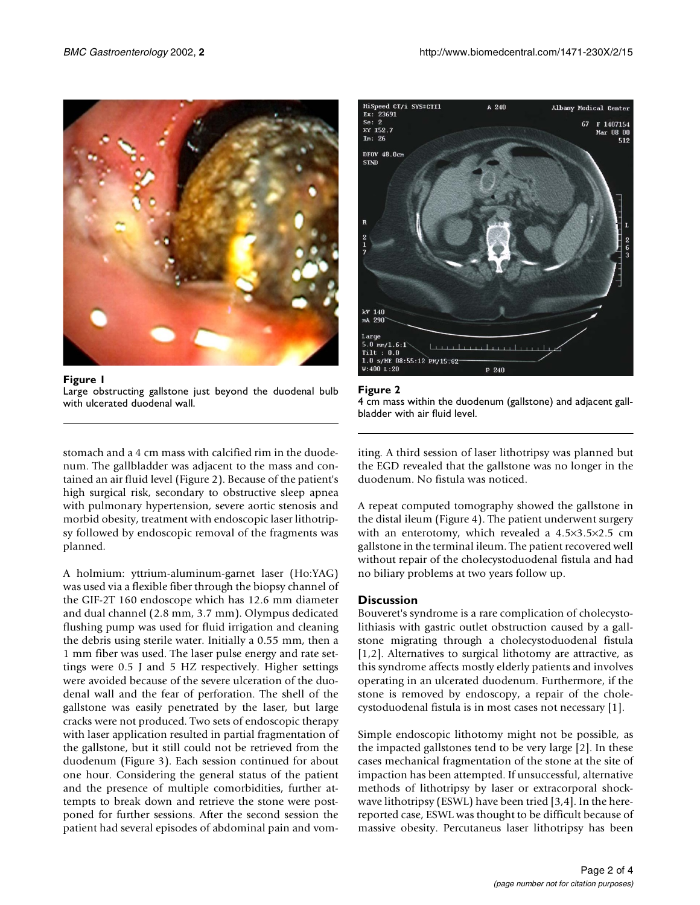Figure 1
Large obstructing gallstone just beyond the duodenal bulb with ulcerated duodenal wall.

Figure 2
4 cm mass within the duodenum (gallstone) and adjacent gallbladder with air fluid level.

stomach and a 4 cm mass with calcified rim in the duodenum. The gallbladder was adjacent to the mass and contained an air fluid level (Figure 2). Because of the patient's high surgical risk, secondary to obstructive sleep apnea with pulmonary hypertension, severe aortic stenosis and morbid obesity, treatment with endoscopic laser lithotripsy followed by endoscopic removal of the fragments was planned.

A holmium: yttrium-aluminum-garnet laser (Ho:YAG) was used via a flexible fiber through the biopsy channel of the GIF-2T 160 endoscope which has 12.6 mm diameter and dual channel (2.8 mm, 3.7 mm). Olympus dedicated flushing pump was used for fluid irrigation and cleaning the debris using sterile water. Initially a 0.55 mm, then a 1 mm fiber was used. The laser pulse energy and rate settings were 0.5 J and 5 HZ respectively. Higher settings were avoided because of the severe ulceration of the duodenal wall and the fear of perforation. The shell of the gallstone was easily penetrated by the laser, but large cracks were not produced. Two sets of endoscopic therapy with laser application resulted in partial fragmentation of the gallstone, but it still could not be retrieved from the duodenum (Figure 3). Each session continued for about one hour. Considering the general status of the patient and the presence of multiple comorbidities, further attempts to break down and retrieve the stone were postponed for further sessions. After the second session the patient had several episodes of abdominal pain and vomiting. A third session of laser lithotripsy was planned but the EGD revealed that the gallstone was no longer in the duodenum. No fistula was noticed.

A repeat computed tomography showed the gallstone in the distal ileum (Figure 4). The patient underwent surgery with an enterotomy, which revealed a 4.5×3.5×2.5 cm gallstone in the terminal ileum. The patient recovered well without repair of the cholecystoduodenal fistula and had no biliary problems at two years follow up.

## Discussion

Bouveret's syndrome is a rare complication of cholecystolithiasis with gastric outlet obstruction caused by a gallstone migrating through a cholecystoduodenal fistula [1,2]. Alternatives to surgical lithotomy are attractive, as this syndrome affects mostly elderly patients and involves operating in an ulcerated duodenum. Furthermore, if the stone is removed by endoscopy, a repair of the cholecystoduodenal fistula is in most cases not necessary [1].

Simple endoscopic lithotomy might not be possible, as the impacted gallstones tend to be very large [2]. In these cases mechanical fragmentation of the stone at the site of impaction has been attempted. If unsuccessful, alternative methods of lithotripsy by laser or extracorporal shockwave lithotripsy (ESWL) have been tried [3,4]. In the here-reported case, ESWL was thought to be difficult because of massive obesity. Percutaneous laser lithotripsy has been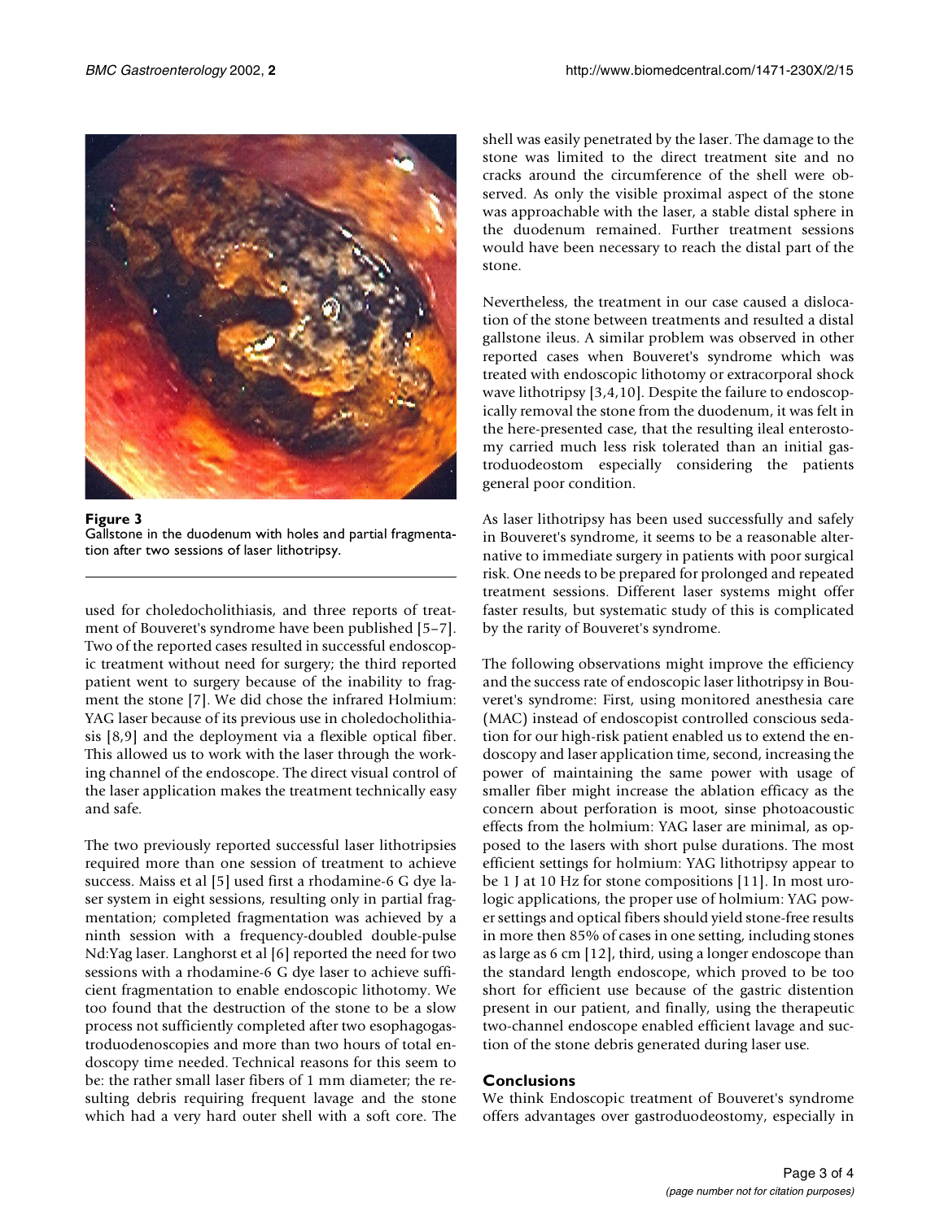**Figure 3**
Gallstone in the duodenum with holes and partial fragmentation after two sessions of laser lithotripsy.

used for choledocholithiasis, and three reports of treatment of Bouveret's syndrome have been published [5–7]. Two of the reported cases resulted in successful endoscopic treatment without need for surgery; the third reported patient went to surgery because of the inability to fragment the stone [7]. We did chose the infrared Holmium: YAG laser because of its previous use in choledocholithiasis [8,9] and the deployment via a flexible optical fiber. This allowed us to work with the laser through the working channel of the endoscope. The direct visual control of the laser application makes the treatment technically easy and safe.

The two previously reported successful laser lithotripsies required more than one session of treatment to achieve success. Maiss et al [5] used first a rhodamine-6 G dye laser system in eight sessions, resulting only in partial fragmentation; completed fragmentation was achieved by a ninth session with a frequency-doubled double-pulse Nd:Yag laser. Langhorst et al [6] reported the need for two sessions with a rhodamine-6 G dye laser to achieve sufficient fragmentation to enable endoscopic lithotomy. We too found that the destruction of the stone to be a slow process not sufficiently completed after two esophagogastroduodenoscopies and more than two hours of total endoscopy time needed. Technical reasons for this seem to be: the rather small laser fibers of 1 mm diameter; the resulting debris requiring frequent lavage and the stone which had a very hard outer shell with a soft core. The shell was easily penetrated by the laser. The damage to the stone was limited to the direct treatment site and no cracks around the circumference of the shell were observed. As only the visible proximal aspect of the stone was approachable with the laser, a stable distal sphere in the duodenum remained. Further treatment sessions would have been necessary to reach the distal part of the stone.

Nevertheless, the treatment in our case caused a dislocation of the stone between treatments and resulted a distal gallstone ileus. A similar problem was observed in other reported cases when Bouveret's syndrome which was treated with endoscopic lithotomy or extracorporal shock wave lithotripsy [3,4,10]. Despite the failure to endoscopically removal the stone from the duodenum, it was felt in the here-presented case, that the resulting ileal enterostomy carried much less risk tolerated than an initial gastroduodeostom especially considering the patients general poor condition.

As laser lithotripsy has been used successfully and safely in Bouveret's syndrome, it seems to be a reasonable alternative to immediate surgery in patients with poor surgical risk. One needs to be prepared for prolonged and repeated treatment sessions. Different laser systems might offer faster results, but systematic study of this is complicated by the rarity of Bouveret's syndrome.

The following observations might improve the efficiency and the success rate of endoscopic laser lithotripsy in Bouveret's syndrome: First, using monitored anesthesia care (MAC) instead of endoscopist controlled conscious sedation for our high-risk patient enabled us to extend the endoscopy and laser application time, second, increasing the power of maintaining the same power with usage of smaller fiber might increase the ablation efficacy as the concern about perforation is moot, sinse photoacoustic effects from the holmium: YAG laser are minimal, as opposed to the lasers with short pulse durations. The most efficient settings for holmium: YAG lithotripsy appear to be 1 J at 10 Hz for stone compositions [11]. In most urologic applications, the proper use of holmium: YAG power settings and optical fibers should yield stone-free results in more then 85% of cases in one setting, including stones as large as 6 cm [12], third, using a longer endoscope than the standard length endoscope, which proved to be too short for efficient use because of the gastric distention present in our patient, and finally, using the therapeutic two-channel endoscope enabled efficient lavage and suction of the stone debris generated during laser use.

## Conclusions

We think Endoscopic treatment of Bouveret's syndrome offers advantages over gastroduodeostomy, especially in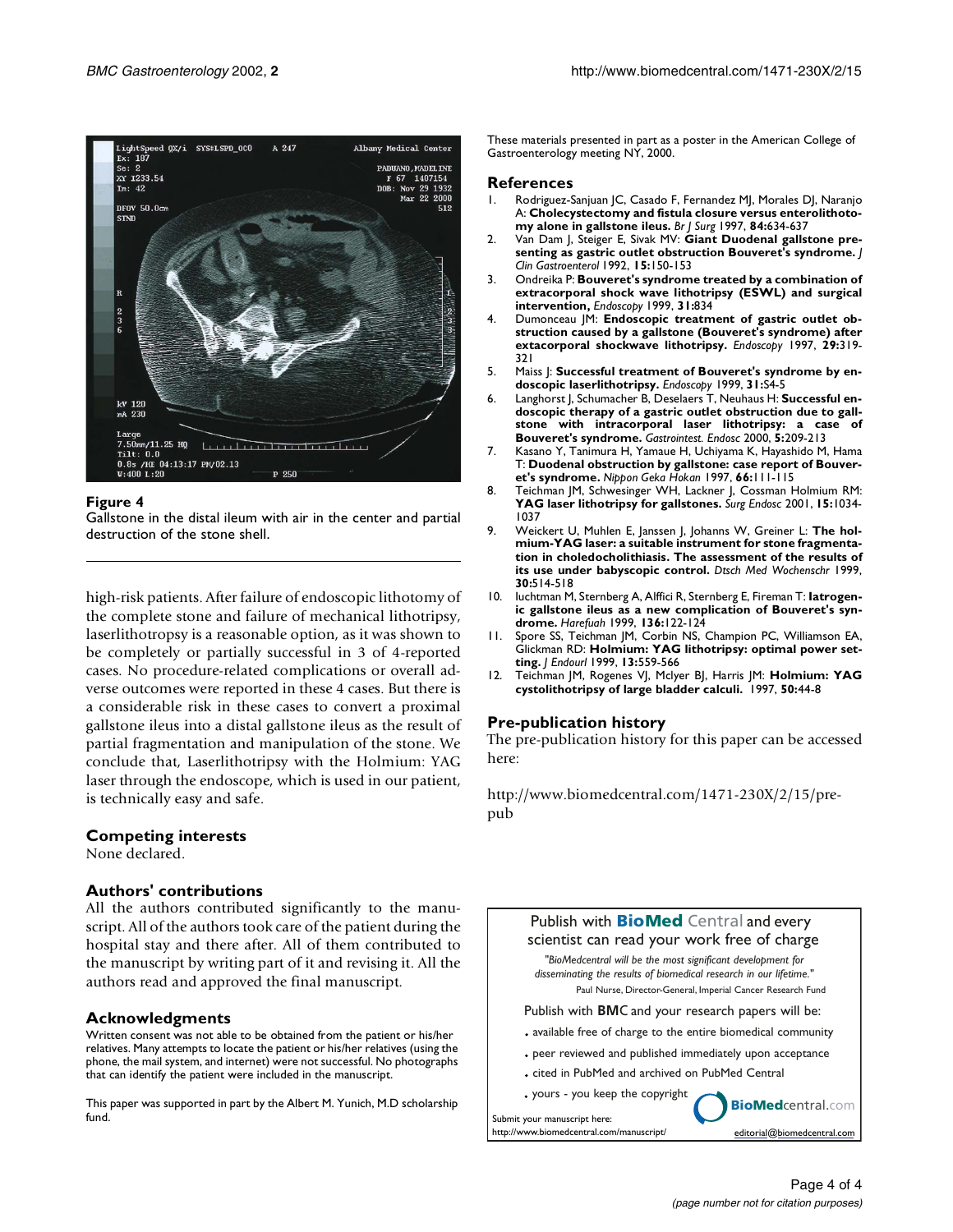**Figure 4**
Gallstone in the distal ileum with air in the center and partial destruction of the stone shell.

high-risk patients. After failure of endoscopic lithotomy of the complete stone and failure of mechanical lithotripsy, laserlithotropsy is a reasonable option, as it was shown to be completely or partially successful in 3 of 4-reported cases. No procedure-related complications or overall adverse outcomes were reported in these 4 cases. But there is a considerable risk in these cases to convert a proximal gallstone ileus into a distal gallstone ileus as the result of partial fragmentation and manipulation of the stone. We conclude that, Laserlithotripsy with the Holmium: YAG laser through the endoscope, which is used in our patient, is technically easy and safe.

## Competing interests

None declared.

## Authors' contributions

All the authors contributed significantly to the manuscript. All of the authors took care of the patient during the hospital stay and there after. All of them contributed to the manuscript by writing part of it and revising it. All the authors read and approved the final manuscript.

## Acknowledgments

Written consent was not able to be obtained from the patient or his/her relatives. Many attempts to locate the patient or his/her relatives (using the phone, the mail system, and internet) were not successful. No photographs that can identify the patient were included in the manuscript.

This paper was supported in part by the Albert M. Yunich, M.D scholarship fund.

These materials presented in part as a poster in the American College of Gastroenterology meeting NY, 2000.

## References

1. Rodriguez-Sanjuan JC, Casado F, Fernandez MJ, Morales DJ, Naranjo A: **Cholecystectomy and fistula closure versus enterolithotomy alone in gallstone ileus.** *Br J Surg* 1997, **84**:634-637
2. Van Dam J, Steiger E, Sivak MV: **Giant Duodenal gallstone presenting as gastric outlet obstruction Bouveret's syndrome.** *J Clin Gastroenterol* 1992, **15**:150-153
3. Ondreika P: **Bouveret's syndrome treated by a combination of extracorporal shock wave lithotripsy (ESWL) and surgical intervention,** *Endoscopy* 1999, **31**:834
4. Dumonceau JM: **Endoscopic treatment of gastric outlet obstruction caused by a gallstone (Bouveret's syndrome) after extacorporal shockwave lithotripsy.** *Endoscopy* 1997, **29**:319-321
5. Maiss J: **Successful treatment of Bouveret's syndrome by endoscopic laserlithotripsy.** *Endoscopy* 1999, **31**:S4-5
6. Langhorst J, Schumacher B, Deselaers T, Neuhaus H: **Successful endoscopic therapy of a gastric outlet obstruction due to gallstone with intracorporal laser lithotripsy: a case of Bouveret's syndrome.** *Gastrointest. Endosc* 2000, **5**:209-213
7. Kasano Y, Tanimura H, Yamaue H, Uchiyama K, Hayashido M, Hama T: **Duodenal obstruction by gallstone: case report of Bouveret's syndrome.** *Nippon Geka Hokan* 1997, **66**:111-115
8. Teichman JM, Schwesinger WH, Lackner J, Cossman Holmium RM: **YAG laser lithotripsy for gallstones.** *Surg Endosc* 2001, **15**:1034-1037
9. Weickert U, Muhlen E, Janssen J, Johanns W, Greiner L: **The holmium-YAG laser: a suitable instrument for stone fragmentation in choledocholithiasis. The assessment of the results of its use under babyscopic control.** *Dtsch Med Wochenschr* 1999, **30**:514-518
10. Iuchtman M, Sternberg A, Alfici R, Sternberg E, Fireman T: **Iatrogenic gallstone ileus as a new complication of Bouveret's syndrome.** *Harefuah* 1999, **136**:122-124
11. Spore SS, Teichman JM, Corbin NS, Champion PC, Williamson EA, Glickman RD: **Holmium: YAG lithotripsy: optimal power setting.** *J Endourl* 1999, **13**:559-566
12. Teichman JM, Rogenes VJ, Mclyer BJ, Harris JM: **Holmium: YAG cystolithotripsy of large bladder calculi.** 1997, **50**:44-8

## Pre-publication history

The pre-publication history for this paper can be accessed here:

http://www.biomedcentral.com/1471-230X/2/15/prepub

Publish with **BioMed** Central and every scientist can read your work free of charge

*"BioMedcentral will be the most significant development for disseminating the results of biomedical research in our lifetime."*
Paul Nurse, Director-General, Imperial Cancer Research Fund

Publish with **BMC** and your research papers will be:

- available free of charge to the entire biomedical community
- peer reviewed and published immediately upon acceptance
- cited in PubMed and archived on PubMed Central
- yours - you keep the copyright

**BioMed**central.com

Submit your manuscript here:
http://www.biomedcentral.com/manuscript/

editorial@biomedcentral.com